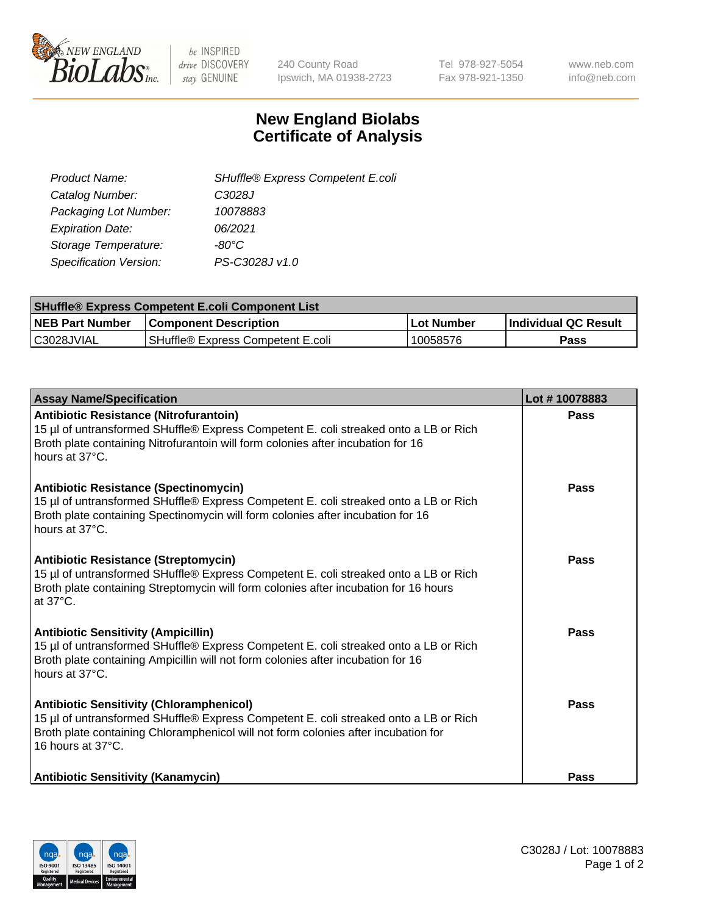240 County Road
Ipswich, MA 01938-2723

Tel 978-927-5054
Fax 978-921-1350

www.neb.com
info@neb.com

# New England Biolabs
# Certificate of Analysis

| | |
|---|---|
| *Product Name:* | *SHuffle® Express Competent E.coli* |
| *Catalog Number:* | *C3028J* |
| *Packaging Lot Number:* | *10078883* |
| *Expiration Date:* | *06/2021* |
| *Storage Temperature:* | *-80°C* |
| *Specification Version:* | *PS-C3028J v1.0* |

| **SHuffle® Express Competent E.coli Component List** | | | |
|---|---|---|---|
| **NEB Part Number** | **Component Description** | **Lot Number** | **Individual QC Result** |
| C3028JVIAL | SHuffle® Express Competent E.coli | 10058576 | **Pass** |

| **Assay Name/Specification** | **Lot # 10078883** |
|---|---|
| **Antibiotic Resistance (Nitrofurantoin)**<br>15 µl of untransformed SHuffle® Express Competent E. coli streaked onto a LB or Rich Broth plate containing Nitrofurantoin will form colonies after incubation for 16 hours at 37°C. | **Pass** |
| **Antibiotic Resistance (Spectinomycin)**<br>15 µl of untransformed SHuffle® Express Competent E. coli streaked onto a LB or Rich Broth plate containing Spectinomycin will form colonies after incubation for 16 hours at 37°C. | **Pass** |
| **Antibiotic Resistance (Streptomycin)**<br>15 µl of untransformed SHuffle® Express Competent E. coli streaked onto a LB or Rich Broth plate containing Streptomycin will form colonies after incubation for 16 hours at 37°C. | **Pass** |
| **Antibiotic Sensitivity (Ampicillin)**<br>15 µl of untransformed SHuffle® Express Competent E. coli streaked onto a LB or Rich Broth plate containing Ampicillin will not form colonies after incubation for 16 hours at 37°C. | **Pass** |
| **Antibiotic Sensitivity (Chloramphenicol)**<br>15 µl of untransformed SHuffle® Express Competent E. coli streaked onto a LB or Rich Broth plate containing Chloramphenicol will not form colonies after incubation for 16 hours at 37°C. | **Pass** |
| **Antibiotic Sensitivity (Kanamycin)** | **Pass** |

C3028J / Lot: 10078883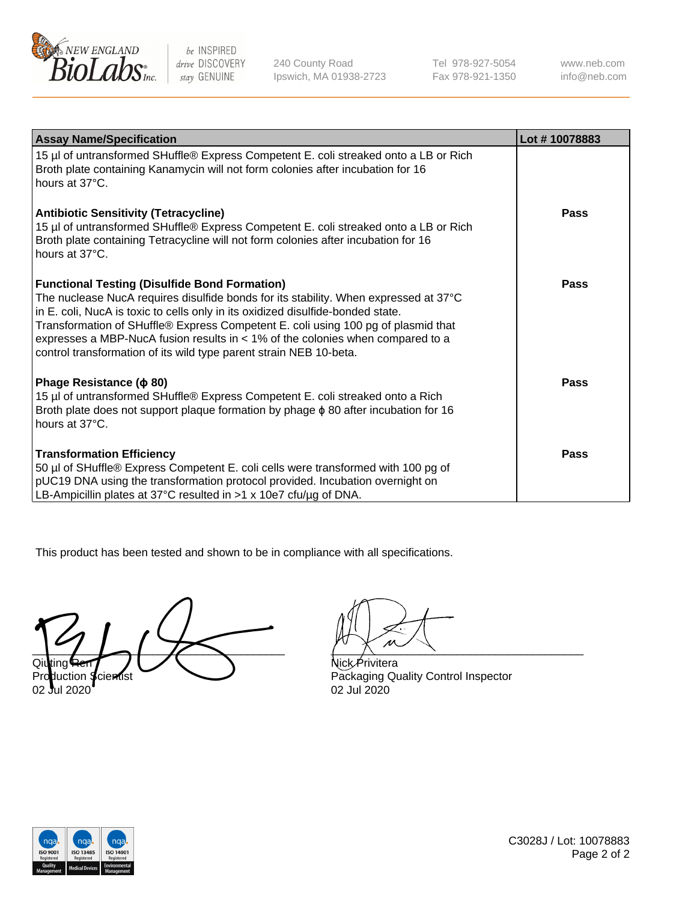| Assay Name/Specification | Lot # 10078883 |
|---|---|
| 15 µl of untransformed SHuffle® Express Competent E. coli streaked onto a LB or Rich Broth plate containing Kanamycin will not form colonies after incubation for 16 hours at 37°C. | |
| **Antibiotic Sensitivity (Tetracycline)**<br>15 µl of untransformed SHuffle® Express Competent E. coli streaked onto a LB or Rich Broth plate containing Tetracycline will not form colonies after incubation for 16 hours at 37°C. | **Pass** |
| **Functional Testing (Disulfide Bond Formation)**<br>The nuclease NucA requires disulfide bonds for its stability. When expressed at 37°C in E. coli, NucA is toxic to cells only in its oxidized disulfide-bonded state. Transformation of SHuffle® Express Competent E. coli using 100 pg of plasmid that expresses a MBP-NucA fusion results in < 1% of the colonies when compared to a control transformation of its wild type parent strain NEB 10-beta. | **Pass** |
| **Phage Resistance (ϕ 80)**<br>15 µl of untransformed SHuffle® Express Competent E. coli streaked onto a Rich Broth plate does not support plaque formation by phage ϕ 80 after incubation for 16 hours at 37°C. | **Pass** |
| **Transformation Efficiency**<br>50 µl of SHuffle® Express Competent E. coli cells were transformed with 100 pg of pUC19 DNA using the transformation protocol provided. Incubation overnight on LB-Ampicillin plates at 37°C resulted in >1 x 10e7 cfu/µg of DNA. | **Pass** |

This product has been tested and shown to be in compliance with all specifications.

Qiuting Ren
Production Scientist
02 Jul 2020

Nick Privitera
Packaging Quality Control Inspector
02 Jul 2020

C3028J / Lot: 10078883